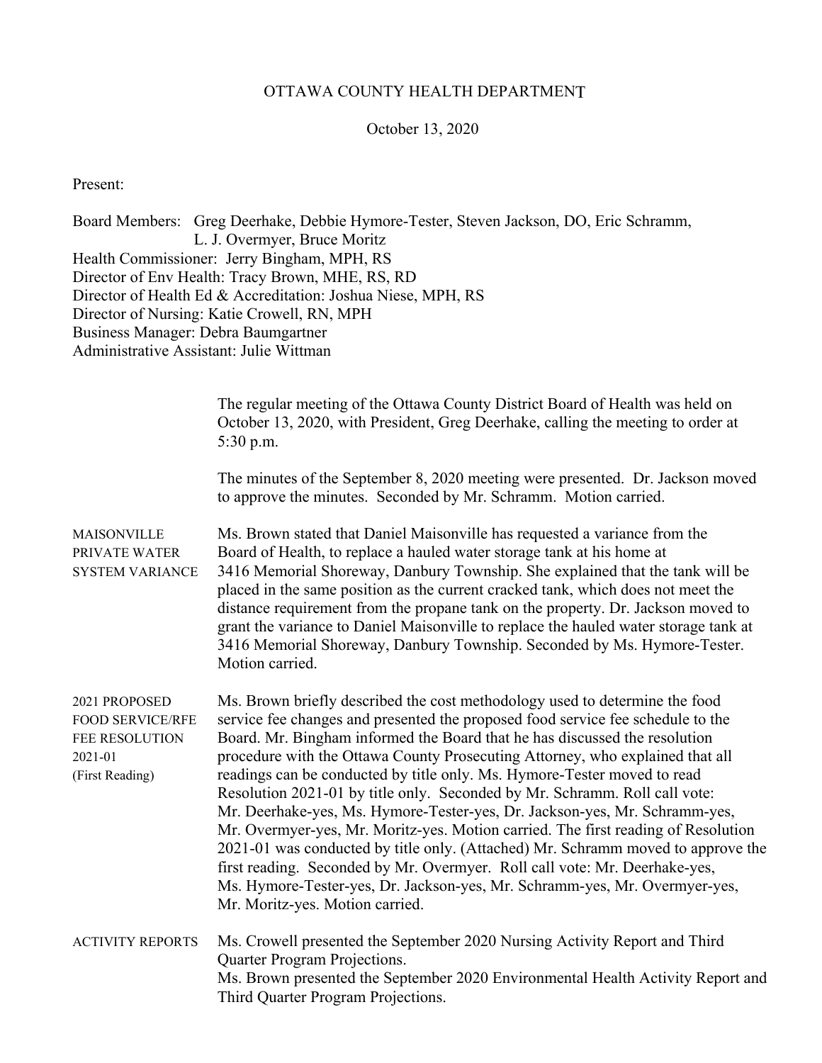# OTTAWA COUNTY HEALTH DEPARTMENT

October 13, 2020

Present:

Board Members: Greg Deerhake, Debbie Hymore-Tester, Steven Jackson, DO, Eric Schramm, L. J. Overmyer, Bruce Moritz
Health Commissioner: Jerry Bingham, MPH, RS
Director of Env Health: Tracy Brown, MHE, RS, RD
Director of Health Ed & Accreditation: Joshua Niese, MPH, RS
Director of Nursing: Katie Crowell, RN, MPH
Business Manager: Debra Baumgartner
Administrative Assistant: Julie Wittman

The regular meeting of the Ottawa County District Board of Health was held on October 13, 2020, with President, Greg Deerhake, calling the meeting to order at 5:30 p.m.

The minutes of the September 8, 2020 meeting were presented. Dr. Jackson moved to approve the minutes. Seconded by Mr. Schramm. Motion carried.

**MAISONVILLE PRIVATE WATER SYSTEM VARIANCE**

Ms. Brown stated that Daniel Maisonville has requested a variance from the Board of Health, to replace a hauled water storage tank at his home at 3416 Memorial Shoreway, Danbury Township. She explained that the tank will be placed in the same position as the current cracked tank, which does not meet the distance requirement from the propane tank on the property. Dr. Jackson moved to grant the variance to Daniel Maisonville to replace the hauled water storage tank at 3416 Memorial Shoreway, Danbury Township. Seconded by Ms. Hymore-Tester. Motion carried.

**2021 PROPOSED FOOD SERVICE/RFE FEE RESOLUTION 2021-01 (First Reading)**

Ms. Brown briefly described the cost methodology used to determine the food service fee changes and presented the proposed food service fee schedule to the Board. Mr. Bingham informed the Board that he has discussed the resolution procedure with the Ottawa County Prosecuting Attorney, who explained that all readings can be conducted by title only. Ms. Hymore-Tester moved to read Resolution 2021-01 by title only. Seconded by Mr. Schramm. Roll call vote: Mr. Deerhake-yes, Ms. Hymore-Tester-yes, Dr. Jackson-yes, Mr. Schramm-yes, Mr. Overmyer-yes, Mr. Moritz-yes. Motion carried. The first reading of Resolution 2021-01 was conducted by title only. (Attached) Mr. Schramm moved to approve the first reading. Seconded by Mr. Overmyer. Roll call vote: Mr. Deerhake-yes, Ms. Hymore-Tester-yes, Dr. Jackson-yes, Mr. Schramm-yes, Mr. Overmyer-yes, Mr. Moritz-yes. Motion carried.

**ACTIVITY REPORTS**

Ms. Crowell presented the September 2020 Nursing Activity Report and Third Quarter Program Projections.
Ms. Brown presented the September 2020 Environmental Health Activity Report and Third Quarter Program Projections.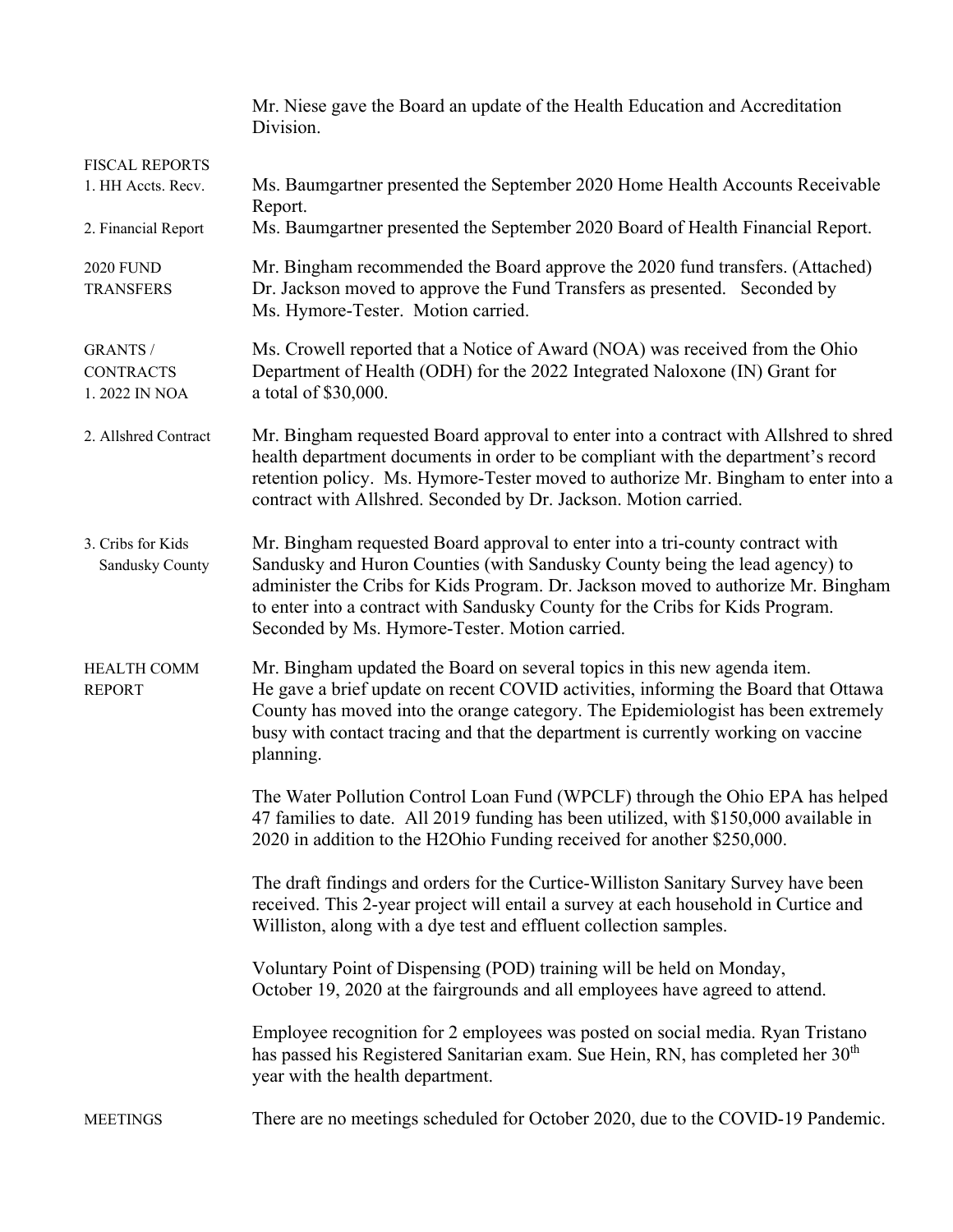Mr. Niese gave the Board an update of the Health Education and Accreditation Division.

**FISCAL REPORTS**

**1. HH Accts. Recv.** Ms. Baumgartner presented the September 2020 Home Health Accounts Receivable Report.

**2. Financial Report** Ms. Baumgartner presented the September 2020 Board of Health Financial Report.

**2020 FUND TRANSFERS** Mr. Bingham recommended the Board approve the 2020 fund transfers. (Attached) Dr. Jackson moved to approve the Fund Transfers as presented. Seconded by Ms. Hymore-Tester. Motion carried.

**GRANTS / CONTRACTS**

**1. 2022 IN NOA** Ms. Crowell reported that a Notice of Award (NOA) was received from the Ohio Department of Health (ODH) for the 2022 Integrated Naloxone (IN) Grant for a total of $30,000.

**2. Allshred Contract** Mr. Bingham requested Board approval to enter into a contract with Allshred to shred health department documents in order to be compliant with the department's record retention policy. Ms. Hymore-Tester moved to authorize Mr. Bingham to enter into a contract with Allshred. Seconded by Dr. Jackson. Motion carried.

**3. Cribs for Kids Sandusky County** Mr. Bingham requested Board approval to enter into a tri-county contract with Sandusky and Huron Counties (with Sandusky County being the lead agency) to administer the Cribs for Kids Program. Dr. Jackson moved to authorize Mr. Bingham to enter into a contract with Sandusky County for the Cribs for Kids Program. Seconded by Ms. Hymore-Tester. Motion carried.

**HEALTH COMM REPORT** Mr. Bingham updated the Board on several topics in this new agenda item. He gave a brief update on recent COVID activities, informing the Board that Ottawa County has moved into the orange category. The Epidemiologist has been extremely busy with contact tracing and that the department is currently working on vaccine planning.

The Water Pollution Control Loan Fund (WPCLF) through the Ohio EPA has helped 47 families to date. All 2019 funding has been utilized, with $150,000 available in 2020 in addition to the H2Ohio Funding received for another $250,000.

The draft findings and orders for the Curtice-Williston Sanitary Survey have been received. This 2-year project will entail a survey at each household in Curtice and Williston, along with a dye test and effluent collection samples.

Voluntary Point of Dispensing (POD) training will be held on Monday, October 19, 2020 at the fairgrounds and all employees have agreed to attend.

Employee recognition for 2 employees was posted on social media. Ryan Tristano has passed his Registered Sanitarian exam. Sue Hein, RN, has completed her 30th year with the health department.

**MEETINGS** There are no meetings scheduled for October 2020, due to the COVID-19 Pandemic.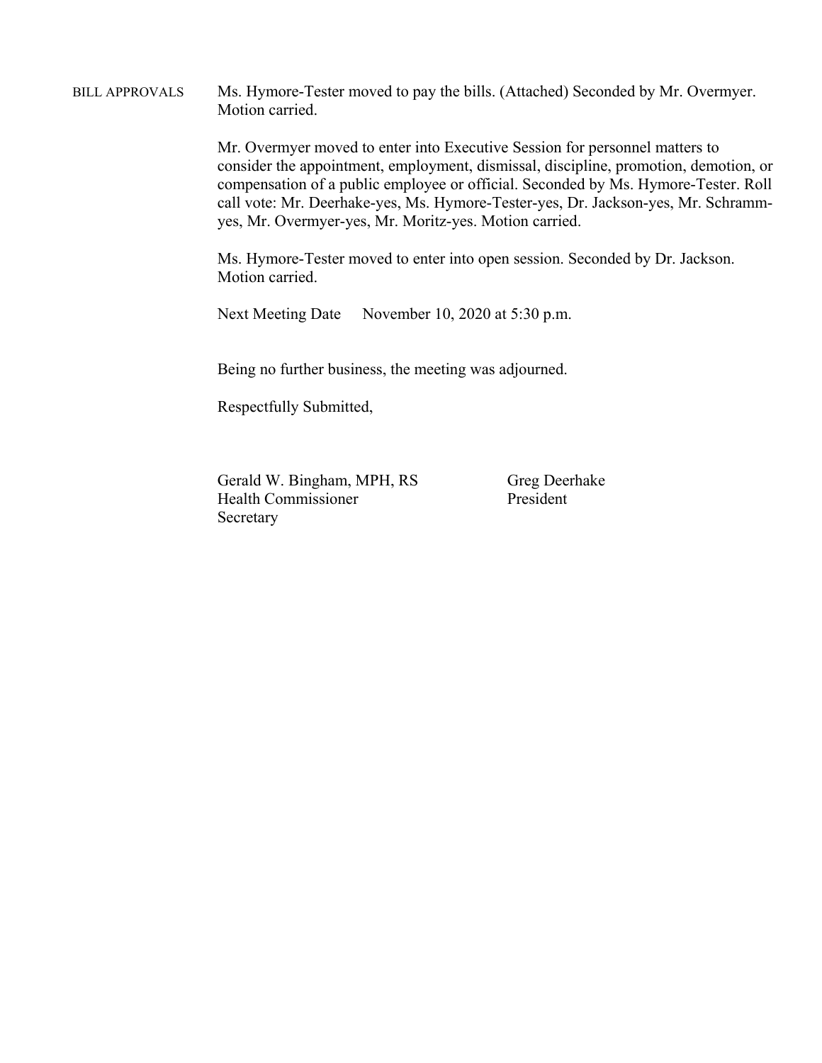BILL APPROVALS

Ms. Hymore-Tester moved to pay the bills. (Attached) Seconded by Mr. Overmyer. Motion carried.

Mr. Overmyer moved to enter into Executive Session for personnel matters to consider the appointment, employment, dismissal, discipline, promotion, demotion, or compensation of a public employee or official. Seconded by Ms. Hymore-Tester. Roll call vote: Mr. Deerhake-yes, Ms. Hymore-Tester-yes, Dr. Jackson-yes, Mr. Schramm-yes, Mr. Overmyer-yes, Mr. Moritz-yes. Motion carried.

Ms. Hymore-Tester moved to enter into open session. Seconded by Dr. Jackson. Motion carried.

Next Meeting Date November 10, 2020 at 5:30 p.m.

Being no further business, the meeting was adjourned.

Respectfully Submitted,

Gerald W. Bingham, MPH, RS
Health Commissioner
Secretary

Greg Deerhake
President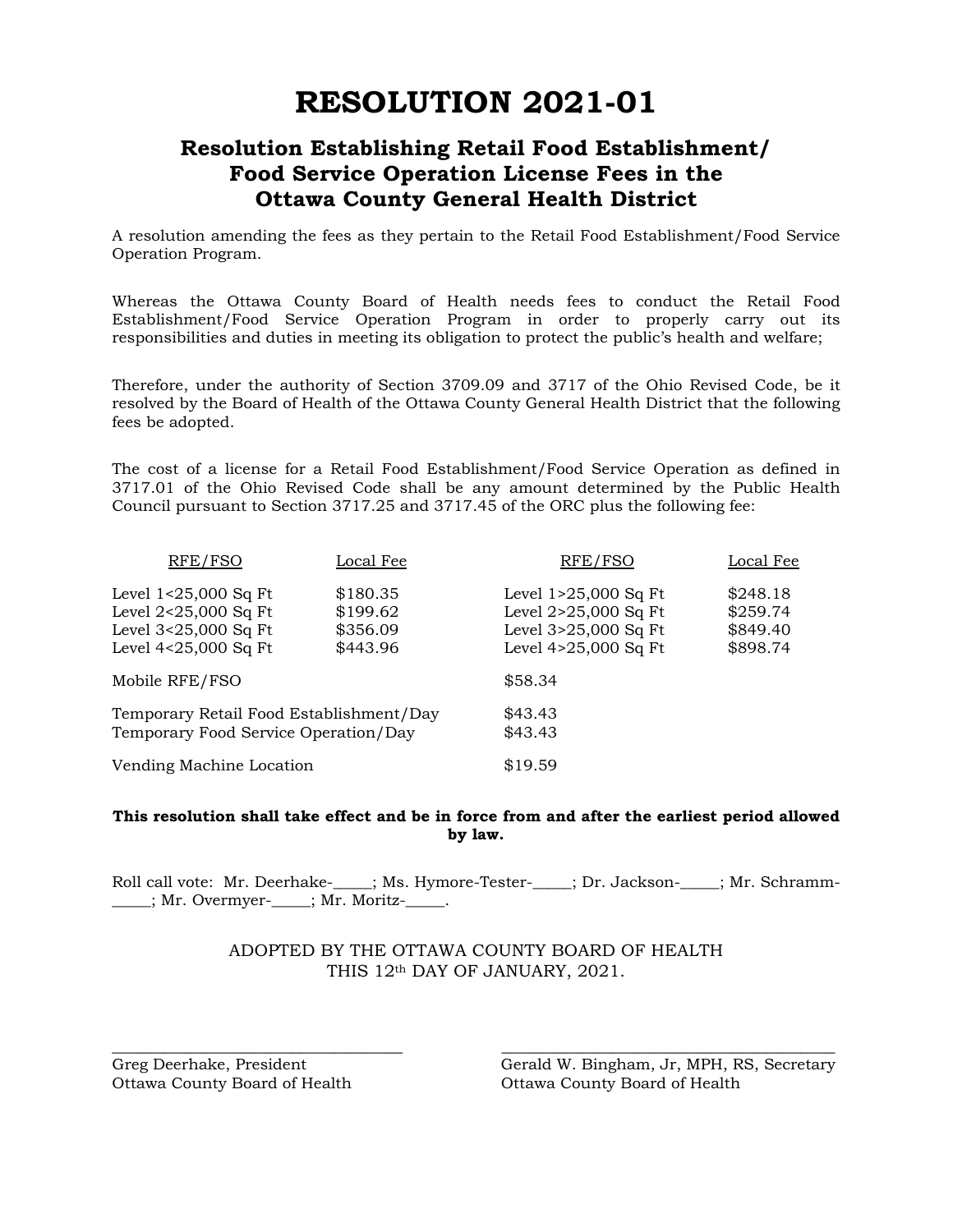# RESOLUTION 2021-01

## Resolution Establishing Retail Food Establishment/ Food Service Operation License Fees in the Ottawa County General Health District

A resolution amending the fees as they pertain to the Retail Food Establishment/Food Service Operation Program.

Whereas the Ottawa County Board of Health needs fees to conduct the Retail Food Establishment/Food Service Operation Program in order to properly carry out its responsibilities and duties in meeting its obligation to protect the public's health and welfare;

Therefore, under the authority of Section 3709.09 and 3717 of the Ohio Revised Code, be it resolved by the Board of Health of the Ottawa County General Health District that the following fees be adopted.

The cost of a license for a Retail Food Establishment/Food Service Operation as defined in 3717.01 of the Ohio Revised Code shall be any amount determined by the Public Health Council pursuant to Section 3717.25 and 3717.45 of the ORC plus the following fee:

| RFE/FSO | Local Fee | RFE/FSO | Local Fee |
|---|---|---|---|
| Level 1<25,000 Sq Ft | $180.35 | Level 1>25,000 Sq Ft | $248.18 |
| Level 2<25,000 Sq Ft | $199.62 | Level 2>25,000 Sq Ft | $259.74 |
| Level 3<25,000 Sq Ft | $356.09 | Level 3>25,000 Sq Ft | $849.40 |
| Level 4<25,000 Sq Ft | $443.96 | Level 4>25,000 Sq Ft | $898.74 |

| | |
|---|---|
| Mobile RFE/FSO | $58.34 |
| Temporary Retail Food Establishment/Day | $43.43 |
| Temporary Food Service Operation/Day | $43.43 |
| Vending Machine Location | $19.59 |

**This resolution shall take effect and be in force from and after the earliest period allowed by law.**

Roll call vote: Mr. Deerhake-_____; Ms. Hymore-Tester-_____; Dr. Jackson-_____; Mr. Schramm-_____; Mr. Overmyer-_____; Mr. Moritz-_____.

ADOPTED BY THE OTTAWA COUNTY BOARD OF HEALTH
THIS 12th DAY OF JANUARY, 2021.

_________________________________
Greg Deerhake, President
Ottawa County Board of Health

_________________________________
Gerald W. Bingham, Jr, MPH, RS, Secretary
Ottawa County Board of Health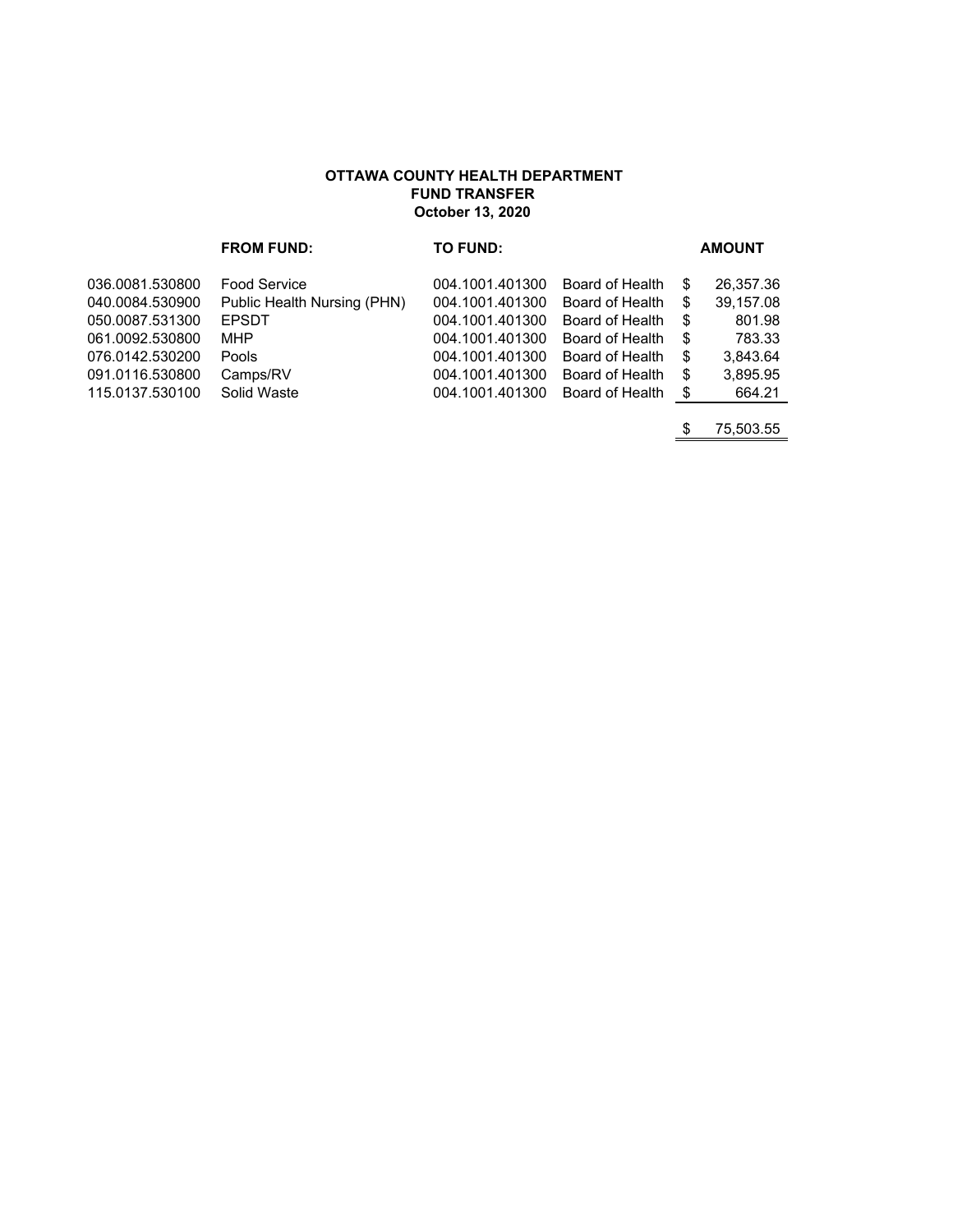**OTTAWA COUNTY HEALTH DEPARTMENT**
**FUND TRANSFER**
**October 13, 2020**

| FROM FUND: | | TO FUND: | | AMOUNT |
|---|---|---|---|---|
| 036.0081.530800 | Food Service | 004.1001.401300 | Board of Health | $ 26,357.36 |
| 040.0084.530900 | Public Health Nursing (PHN) | 004.1001.401300 | Board of Health | $ 39,157.08 |
| 050.0087.531300 | EPSDT | 004.1001.401300 | Board of Health | $ 801.98 |
| 061.0092.530800 | MHP | 004.1001.401300 | Board of Health | $ 783.33 |
| 076.0142.530200 | Pools | 004.1001.401300 | Board of Health | $ 3,843.64 |
| 091.0116.530800 | Camps/RV | 004.1001.401300 | Board of Health | $ 3,895.95 |
| 115.0137.530100 | Solid Waste | 004.1001.401300 | Board of Health | $ 664.21 |
| | | | | $ 75,503.55 |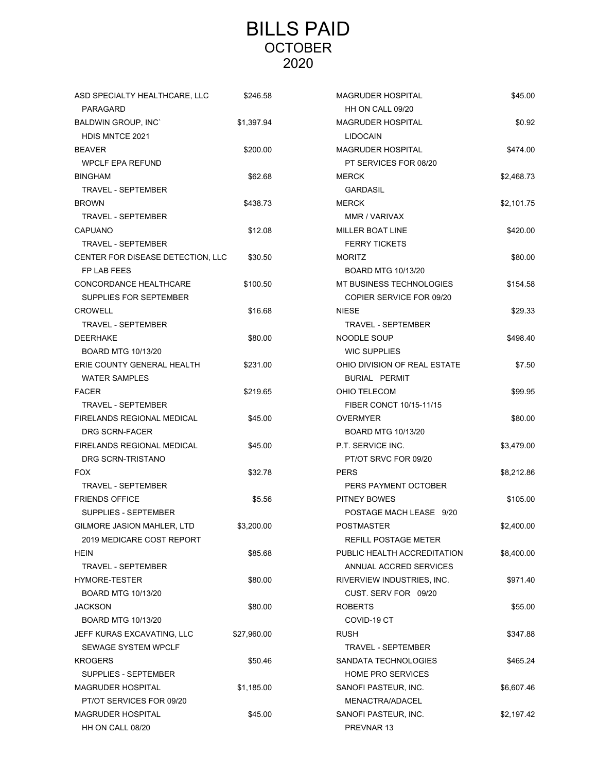# BILLS PAID
## OCTOBER
## 2020

| Vendor / Description | Amount |
|---|---|
| ASD SPECIALTY HEALTHCARE, LLC<br>PARAGARD | $246.58 |
| BALDWIN GROUP, INC`<br>HDIS MNTCE 2021 | $1,397.94 |
| BEAVER<br>WPCLF EPA REFUND | $200.00 |
| BINGHAM<br>TRAVEL - SEPTEMBER | $62.68 |
| BROWN<br>TRAVEL - SEPTEMBER | $438.73 |
| CAPUANO<br>TRAVEL - SEPTEMBER | $12.08 |
| CENTER FOR DISEASE DETECTION, LLC<br>FP LAB FEES | $30.50 |
| CONCORDANCE HEALTHCARE<br>SUPPLIES FOR SEPTEMBER | $100.50 |
| CROWELL<br>TRAVEL - SEPTEMBER | $16.68 |
| DEERHAKE<br>BOARD MTG 10/13/20 | $80.00 |
| ERIE COUNTY GENERAL HEALTH<br>WATER SAMPLES | $231.00 |
| FACER<br>TRAVEL - SEPTEMBER | $219.65 |
| FIRELANDS REGIONAL MEDICAL<br>DRG SCRN-FACER | $45.00 |
| FIRELANDS REGIONAL MEDICAL<br>DRG SCRN-TRISTANO | $45.00 |
| FOX<br>TRAVEL - SEPTEMBER | $32.78 |
| FRIENDS OFFICE<br>SUPPLIES - SEPTEMBER | $5.56 |
| GILMORE JASION MAHLER, LTD<br>2019 MEDICARE COST REPORT | $3,200.00 |
| HEIN<br>TRAVEL - SEPTEMBER | $85.68 |
| HYMORE-TESTER<br>BOARD MTG 10/13/20 | $80.00 |
| JACKSON<br>BOARD MTG 10/13/20 | $80.00 |
| JEFF KURAS EXCAVATING, LLC<br>SEWAGE SYSTEM WPCLF | $27,960.00 |
| KROGERS<br>SUPPLIES - SEPTEMBER | $50.46 |
| MAGRUDER HOSPITAL<br>PT/OT SERVICES FOR 09/20 | $1,185.00 |
| MAGRUDER HOSPITAL<br>HH ON CALL 08/20 | $45.00 |
| MAGRUDER HOSPITAL<br>HH ON CALL 09/20 | $45.00 |
| MAGRUDER HOSPITAL<br>LIDOCAIN | $0.92 |
| MAGRUDER HOSPITAL<br>PT SERVICES FOR 08/20 | $474.00 |
| MERCK<br>GARDASIL | $2,468.73 |
| MERCK<br>MMR / VARIVAX | $2,101.75 |
| MILLER BOAT LINE<br>FERRY TICKETS | $420.00 |
| MORITZ<br>BOARD MTG 10/13/20 | $80.00 |
| MT BUSINESS TECHNOLOGIES<br>COPIER SERVICE FOR 09/20 | $154.58 |
| NIESE<br>TRAVEL - SEPTEMBER | $29.33 |
| NOODLE SOUP<br>WIC SUPPLIES | $498.40 |
| OHIO DIVISION OF REAL ESTATE<br>BURIAL PERMIT | $7.50 |
| OHIO TELECOM<br>FIBER CONCT 10/15-11/15 | $99.95 |
| OVERMYER<br>BOARD MTG 10/13/20 | $80.00 |
| P.T. SERVICE INC.<br>PT/OT SRVC FOR 09/20 | $3,479.00 |
| PERS<br>PERS PAYMENT OCTOBER | $8,212.86 |
| PITNEY BOWES<br>POSTAGE MACH LEASE 9/20 | $105.00 |
| POSTMASTER<br>REFILL POSTAGE METER | $2,400.00 |
| PUBLIC HEALTH ACCREDITATION<br>ANNUAL ACCRED SERVICES | $8,400.00 |
| RIVERVIEW INDUSTRIES, INC.<br>CUST. SERV FOR 09/20 | $971.40 |
| ROBERTS<br>COVID-19 CT | $55.00 |
| RUSH<br>TRAVEL - SEPTEMBER | $347.88 |
| SANDATA TECHNOLOGIES<br>HOME PRO SERVICES | $465.24 |
| SANOFI PASTEUR, INC.<br>MENACTRA/ADACEL | $6,607.46 |
| SANOFI PASTEUR, INC.<br>PREVNAR 13 | $2,197.42 |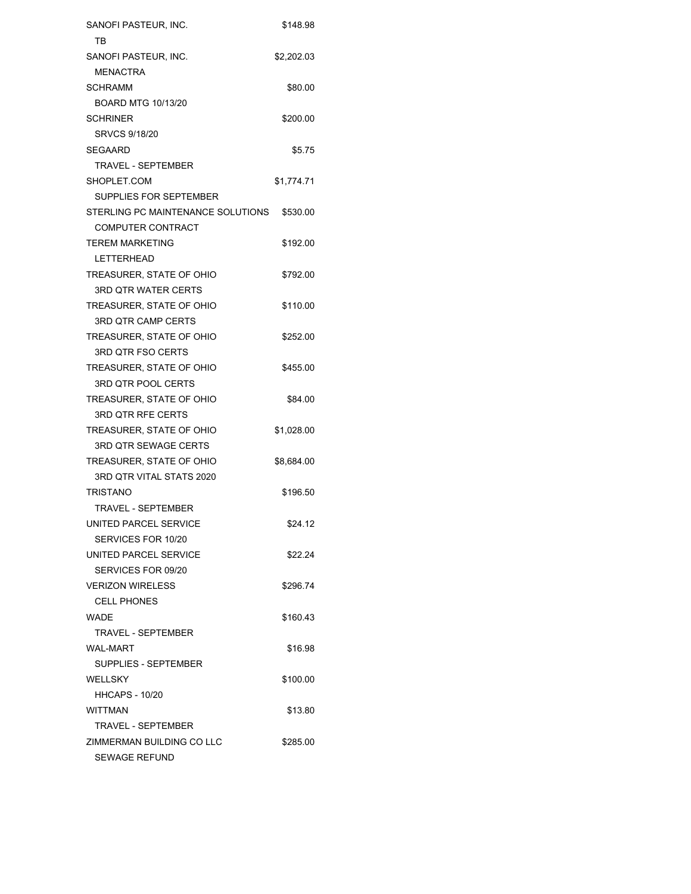| | |
|---|---|
| SANOFI PASTEUR, INC.<br>TB | $148.98 |
| SANOFI PASTEUR, INC.<br>MENACTRA | $2,202.03 |
| SCHRAMM<br>BOARD MTG 10/13/20 | $80.00 |
| SCHRINER<br>SRVCS 9/18/20 | $200.00 |
| SEGAARD<br>TRAVEL - SEPTEMBER | $5.75 |
| SHOPLET.COM<br>SUPPLIES FOR SEPTEMBER | $1,774.71 |
| STERLING PC MAINTENANCE SOLUTIONS<br>COMPUTER CONTRACT | $530.00 |
| TEREM MARKETING<br>LETTERHEAD | $192.00 |
| TREASURER, STATE OF OHIO<br>3RD QTR WATER CERTS | $792.00 |
| TREASURER, STATE OF OHIO<br>3RD QTR CAMP CERTS | $110.00 |
| TREASURER, STATE OF OHIO<br>3RD QTR FSO CERTS | $252.00 |
| TREASURER, STATE OF OHIO<br>3RD QTR POOL CERTS | $455.00 |
| TREASURER, STATE OF OHIO<br>3RD QTR RFE CERTS | $84.00 |
| TREASURER, STATE OF OHIO<br>3RD QTR SEWAGE CERTS | $1,028.00 |
| TREASURER, STATE OF OHIO<br>3RD QTR VITAL STATS 2020 | $8,684.00 |
| TRISTANO<br>TRAVEL - SEPTEMBER | $196.50 |
| UNITED PARCEL SERVICE<br>SERVICES FOR 10/20 | $24.12 |
| UNITED PARCEL SERVICE<br>SERVICES FOR 09/20 | $22.24 |
| VERIZON WIRELESS<br>CELL PHONES | $296.74 |
| WADE<br>TRAVEL - SEPTEMBER | $160.43 |
| WAL-MART<br>SUPPLIES - SEPTEMBER | $16.98 |
| WELLSKY<br>HHCAPS - 10/20 | $100.00 |
| WITTMAN<br>TRAVEL - SEPTEMBER | $13.80 |
| ZIMMERMAN BUILDING CO LLC<br>SEWAGE REFUND | $285.00 |